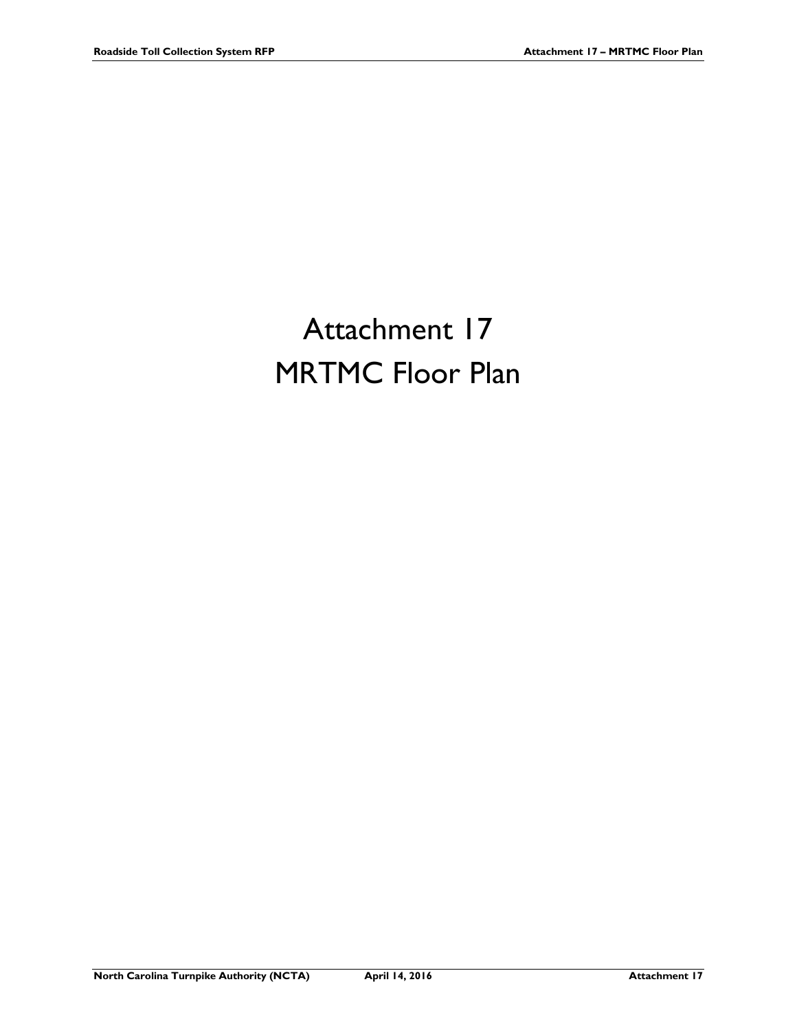# Attachment 17
# MRTMC Floor Plan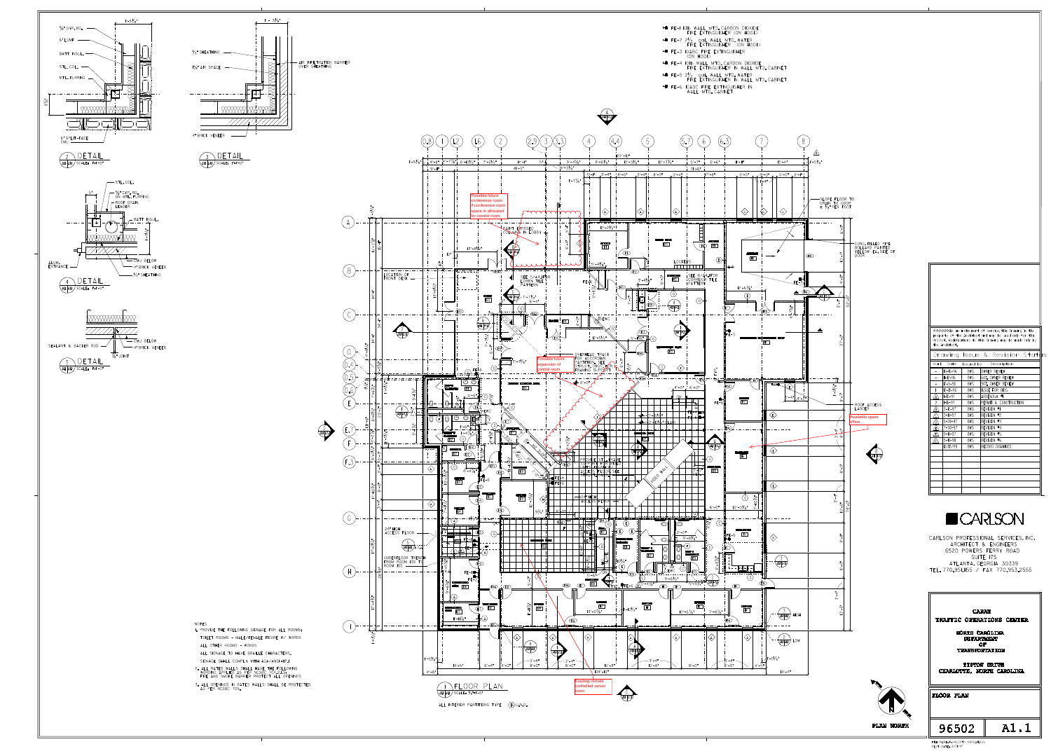FE-1 10lb. WALL MTD. CARBON DIOXIDE FIRE EXTINGUISHER (ON HOOK)

FE-2 2½ gal. WALL MTD. WATER FIRE EXTINGUISHER (ON HOOK)

FE-3 10ABC FIRE EXTINGUISHER (ON HOOK)

FE-4 10lb. WALL MTD. CARBON DIOXIDE FIRE EXTINGUISHER IN WALL MTD. CABINET

FE-5 2½ gal. WALL MTD. WATER FIRE EXTINGUISHER IN WALL MTD. CABINET

FE-6 10ABC FIRE EXTINGUISHER IN WALL MTD. CABINET

2 DETAIL — SCALE: 1"=1'-0"

3 DETAIL — SCALE: 1"=1'-0"

4 DETAIL — SCALE: 1"=1'-0"

5 DETAIL — SCALE: 1"=1'-0"

Possible future conference room if conference room space is allocated for control room

Possible future expansion of control room

Available spare office

Existing climate controlled server room

1 FLOOR PLAN — SCALE: 1/8"=1'-0"

ALL INTERIOR PARTITIONS TYPE (B) U.N.O.

NOTES:

1. PROVIDE THE FOLLOWING SIGNAGE FOR ALL ROOMS:
   TOILET ROOMS - MALE/FEMALE FIGURE W/ WORDS
   ALL OTHER ROOMS - WORDS
   ALL SIGNAGE TO HAVE BRAILLE CHARACTERS.
   SIGNAGE SHALL COMPLY WITH ADA/ANSI 4.1.J
2. ALL RATED WALLS SHALL HAVE THE FOLLOWING WORDING SPELLED AS PER NCSBC 705.2.1.5: FIRE AND SMOKE BARRIER PROTECT ALL OPENINGS
3. ALL OPENINGS IN RATED WALLS SHALL BE PROTECTED AS PER NCSBC 705.

PLAN NORTH

This drawing, as an instrument of service, this drawing is the property of the Architect and may be used only for this project. Reproduction of this drawing may be made only by the Architect.

Drawing Issue & Revision Status

| Mark | Date | Issued by | Description |
|---|---|---|---|
| - | 8-8-96 | BMS | OWNER REVIEW |
| - | 9-6-96 | BMS | 60% OWNER REVIEW |
| - | 10-3-96 | BMS | 90% OWNER REVIEW |
| 1 | 10-11-96 | BMS | ISSUE FOR BIDS |
| 1 | 1-15-97 | BMS | ADDENDUM #1 |
| 2 | 1-15-97 | BMS | PERMIT & CONSTRUCTION |
| 2 | 3-6-97 | BMS | REVISION #1 |
| 3 | 7-8-97 | BMS | REVISION #2 |
| 4 | 10-20-97 | BMS | REVISION #3 |
| 5 | 11-30-97 | BMS | REVISION #4 |
| 6 | 1-8-97 | BMS | REVISION #5 |
| 7 | 3-9-98 | BMS | REVISION #6 |
| | 12/01/98 | BMS | RECORD DRAWINGS |

CARLSON

CARLSON PROFESSIONAL SERVICES, INC.
ARCHITECT & ENGINEERS
6520 POWERS FERRY ROAD
SUITE 175
ATLANTA, GEORGIA 30339
TEL. 770,951,6155 / FAX 770,953,2555

CARAT
TRAFFIC OPERATIONS CENTER

NORTH CAROLINA
DEPARTMENT
OF
TRANSPORTATION

TIPTON DRIVE
CHARLOTTE, NORTH CAROLINA

FLOOR PLAN

96502 | A1.1